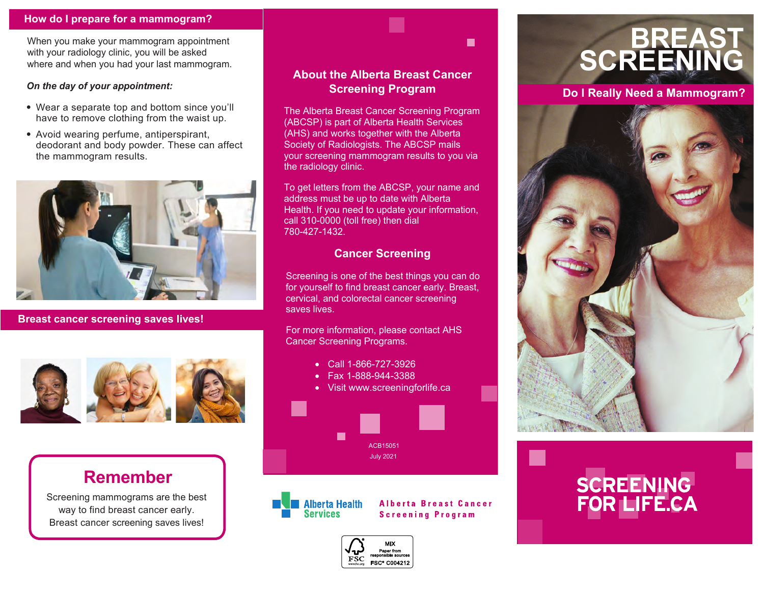## How do I prepare for a mammogram?

When you make your mammogram appointment with your radiology clinic, you will be asked where and when you had your last mammogram.

***On the day of your appointment:***

- Wear a separate top and bottom since you'll have to remove clothing from the waist up.
- Avoid wearing perfume, antiperspirant, deodorant and body powder. These can affect the mammogram results.

## Breast cancer screening saves lives!

## Remember

Screening mammograms are the best way to find breast cancer early. Breast cancer screening saves lives!

## About the Alberta Breast Cancer Screening Program

The Alberta Breast Cancer Screening Program (ABCSP) is part of Alberta Health Services (AHS) and works together with the Alberta Society of Radiologists. The ABCSP mails your screening mammogram results to you via the radiology clinic.

To get letters from the ABCSP, your name and address must be up to date with Alberta Health. If you need to update your information, call 310-0000 (toll free) then dial 780-427-1432.

## Cancer Screening

Screening is one of the best things you can do for yourself to find breast cancer early. Breast, cervical, and colorectal cancer screening saves lives.

For more information, please contact AHS Cancer Screening Programs.

- Call 1-866-727-3926
- Fax 1-888-944-3388
- Visit www.screeningforlife.ca

ACB15051
July 2021

Alberta Health Services

Alberta Breast Cancer Screening Program

MIX
Paper from responsible sources
FSC® C004212

# BREAST SCREENING

## Do I Really Need a Mammogram?

SCREENING FOR LIFE.CA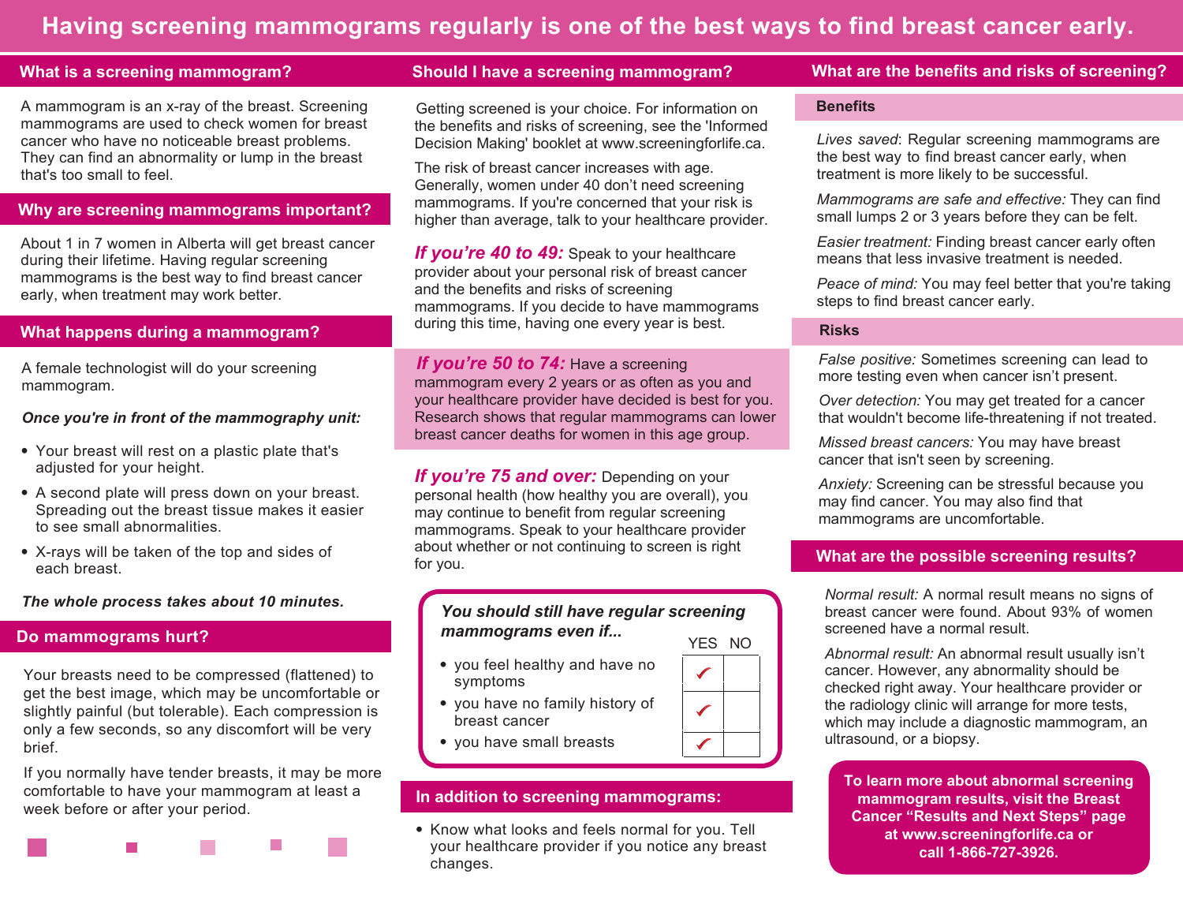# Having screening mammograms regularly is one of the best ways to find breast cancer early.

## What is a screening mammogram?

A mammogram is an x-ray of the breast. Screening mammograms are used to check women for breast cancer who have no noticeable breast problems. They can find an abnormality or lump in the breast that's too small to feel.

## Why are screening mammograms important?

About 1 in 7 women in Alberta will get breast cancer during their lifetime. Having regular screening mammograms is the best way to find breast cancer early, when treatment may work better.

## What happens during a mammogram?

A female technologist will do your screening mammogram.

***Once you're in front of the mammography unit:***

- Your breast will rest on a plastic plate that's adjusted for your height.
- A second plate will press down on your breast. Spreading out the breast tissue makes it easier to see small abnormalities.
- X-rays will be taken of the top and sides of each breast.

***The whole process takes about 10 minutes.***

## Do mammograms hurt?

Your breasts need to be compressed (flattened) to get the best image, which may be uncomfortable or slightly painful (but tolerable). Each compression is only a few seconds, so any discomfort will be very brief.

If you normally have tender breasts, it may be more comfortable to have your mammogram at least a week before or after your period.

## Should I have a screening mammogram?

Getting screened is your choice. For information on the benefits and risks of screening, see the 'Informed Decision Making' booklet at www.screeningforlife.ca.

The risk of breast cancer increases with age. Generally, women under 40 don't need screening mammograms. If you're concerned that your risk is higher than average, talk to your healthcare provider.

***If you're 40 to 49:*** Speak to your healthcare provider about your personal risk of breast cancer and the benefits and risks of screening mammograms. If you decide to have mammograms during this time, having one every year is best.

***If you're 50 to 74:*** Have a screening mammogram every 2 years or as often as you and your healthcare provider have decided is best for you. Research shows that regular mammograms can lower breast cancer deaths for women in this age group.

***If you're 75 and over:*** Depending on your personal health (how healthy you are overall), you may continue to benefit from regular screening mammograms. Speak to your healthcare provider about whether or not continuing to screen is right for you.

***You should still have regular screening mammograms even if...***

| | YES | NO |
|---|---|---|
| you feel healthy and have no symptoms | ✓ | |
| you have no family history of breast cancer | ✓ | |
| you have small breasts | ✓ | |

## In addition to screening mammograms:

- Know what looks and feels normal for you. Tell your healthcare provider if you notice any breast changes.

## What are the benefits and risks of screening?

### Benefits

*Lives saved*: Regular screening mammograms are the best way to find breast cancer early, when treatment is more likely to be successful.

*Mammograms are safe and effective:* They can find small lumps 2 or 3 years before they can be felt.

*Easier treatment:* Finding breast cancer early often means that less invasive treatment is needed.

*Peace of mind:* You may feel better that you're taking steps to find breast cancer early.

### Risks

*False positive:* Sometimes screening can lead to more testing even when cancer isn't present.

*Over detection:* You may get treated for a cancer that wouldn't become life-threatening if not treated.

*Missed breast cancers:* You may have breast cancer that isn't seen by screening.

*Anxiety:* Screening can be stressful because you may find cancer. You may also find that mammograms are uncomfortable.

## What are the possible screening results?

*Normal result:* A normal result means no signs of breast cancer were found. About 93% of women screened have a normal result.

*Abnormal result:* An abnormal result usually isn't cancer. However, any abnormality should be checked right away. Your healthcare provider or the radiology clinic will arrange for more tests, which may include a diagnostic mammogram, an ultrasound, or a biopsy.

**To learn more about abnormal screening mammogram results, visit the Breast Cancer "Results and Next Steps" page at www.screeningforlife.ca or call 1-866-727-3926.**